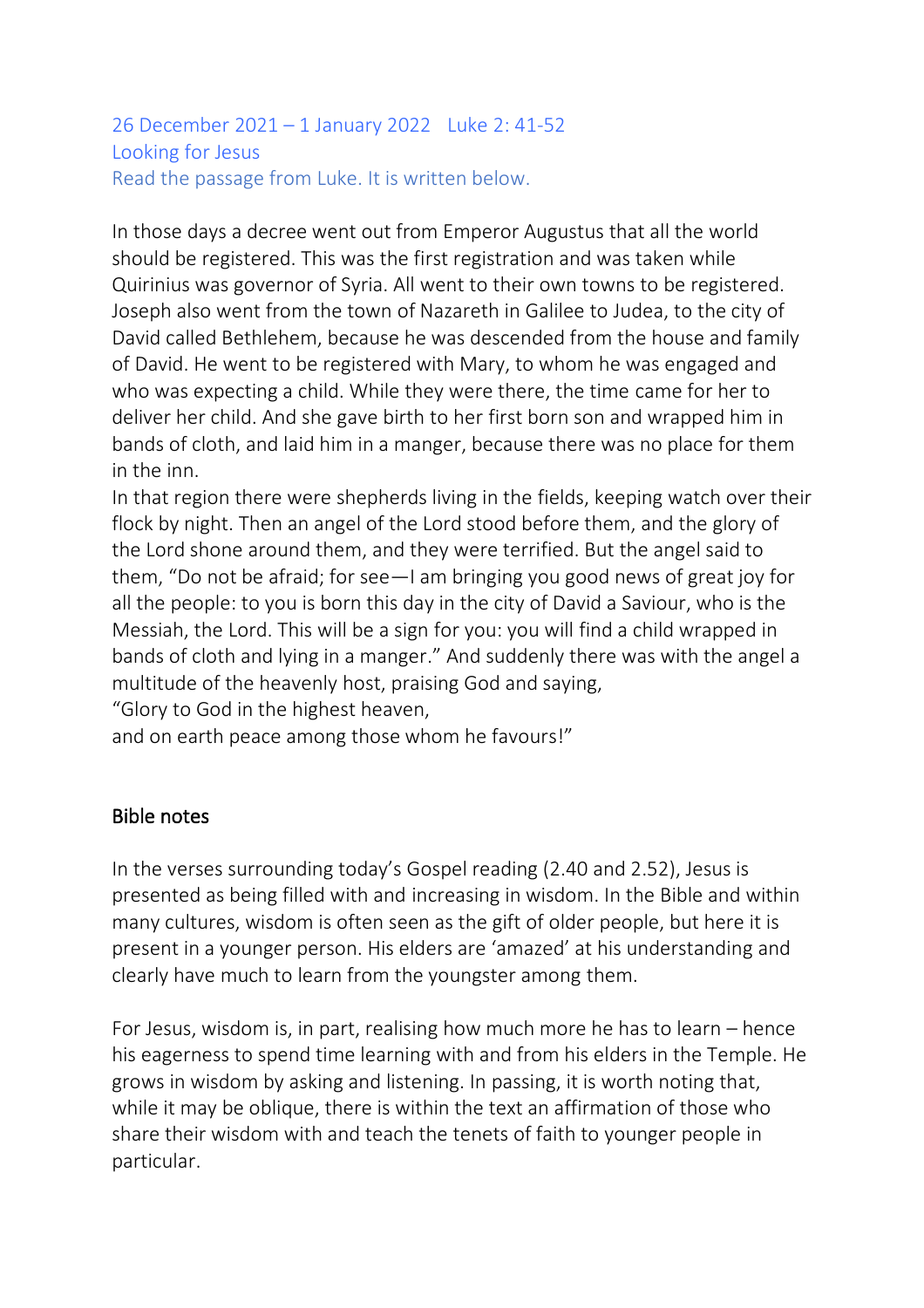26 December 2021 – 1 January 2022   Luke 2: 41-52
Looking for Jesus
Read the passage from Luke. It is written below.

In those days a decree went out from Emperor Augustus that all the world should be registered. This was the first registration and was taken while Quirinius was governor of Syria. All went to their own towns to be registered. Joseph also went from the town of Nazareth in Galilee to Judea, to the city of David called Bethlehem, because he was descended from the house and family of David. He went to be registered with Mary, to whom he was engaged and who was expecting a child. While they were there, the time came for her to deliver her child. And she gave birth to her first born son and wrapped him in bands of cloth, and laid him in a manger, because there was no place for them in the inn.
In that region there were shepherds living in the fields, keeping watch over their flock by night. Then an angel of the Lord stood before them, and the glory of the Lord shone around them, and they were terrified. But the angel said to them, "Do not be afraid; for see—I am bringing you good news of great joy for all the people: to you is born this day in the city of David a Saviour, who is the Messiah, the Lord. This will be a sign for you: you will find a child wrapped in bands of cloth and lying in a manger." And suddenly there was with the angel a multitude of the heavenly host, praising God and saying,
"Glory to God in the highest heaven,
and on earth peace among those whom he favours!"

## Bible notes

In the verses surrounding today's Gospel reading (2.40 and 2.52), Jesus is presented as being filled with and increasing in wisdom. In the Bible and within many cultures, wisdom is often seen as the gift of older people, but here it is present in a younger person. His elders are 'amazed' at his understanding and clearly have much to learn from the youngster among them.

For Jesus, wisdom is, in part, realising how much more he has to learn – hence his eagerness to spend time learning with and from his elders in the Temple. He grows in wisdom by asking and listening. In passing, it is worth noting that, while it may be oblique, there is within the text an affirmation of those who share their wisdom with and teach the tenets of faith to younger people in particular.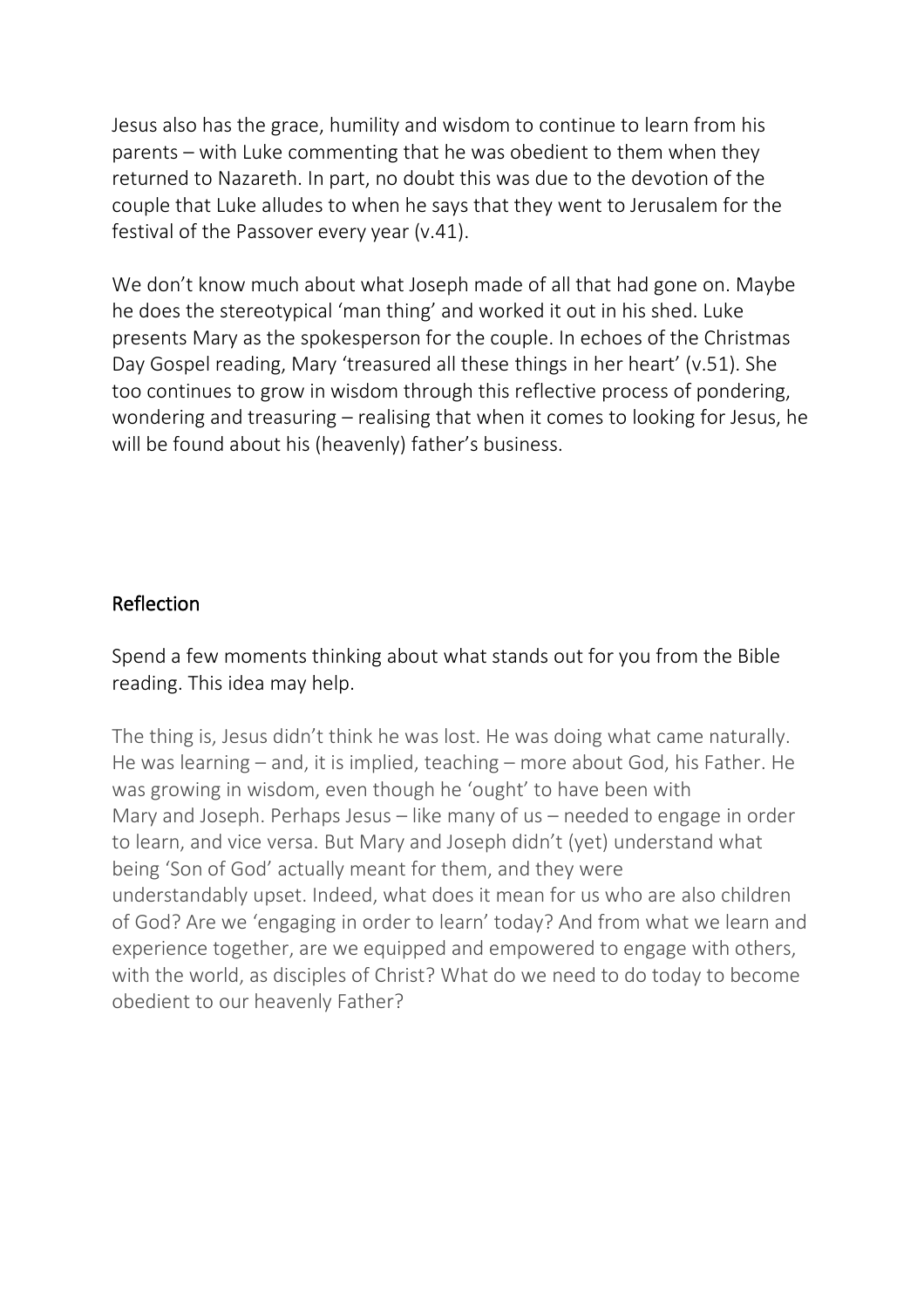Jesus also has the grace, humility and wisdom to continue to learn from his parents – with Luke commenting that he was obedient to them when they returned to Nazareth. In part, no doubt this was due to the devotion of the couple that Luke alludes to when he says that they went to Jerusalem for the festival of the Passover every year (v.41).

We don't know much about what Joseph made of all that had gone on. Maybe he does the stereotypical 'man thing' and worked it out in his shed. Luke presents Mary as the spokesperson for the couple. In echoes of the Christmas Day Gospel reading, Mary 'treasured all these things in her heart' (v.51). She too continues to grow in wisdom through this reflective process of pondering, wondering and treasuring – realising that when it comes to looking for Jesus, he will be found about his (heavenly) father's business.

## Reflection

Spend a few moments thinking about what stands out for you from the Bible reading. This idea may help.

The thing is, Jesus didn't think he was lost. He was doing what came naturally. He was learning – and, it is implied, teaching – more about God, his Father. He was growing in wisdom, even though he 'ought' to have been with Mary and Joseph. Perhaps Jesus – like many of us – needed to engage in order to learn, and vice versa. But Mary and Joseph didn't (yet) understand what being 'Son of God' actually meant for them, and they were understandably upset. Indeed, what does it mean for us who are also children of God? Are we 'engaging in order to learn' today? And from what we learn and experience together, are we equipped and empowered to engage with others, with the world, as disciples of Christ? What do we need to do today to become obedient to our heavenly Father?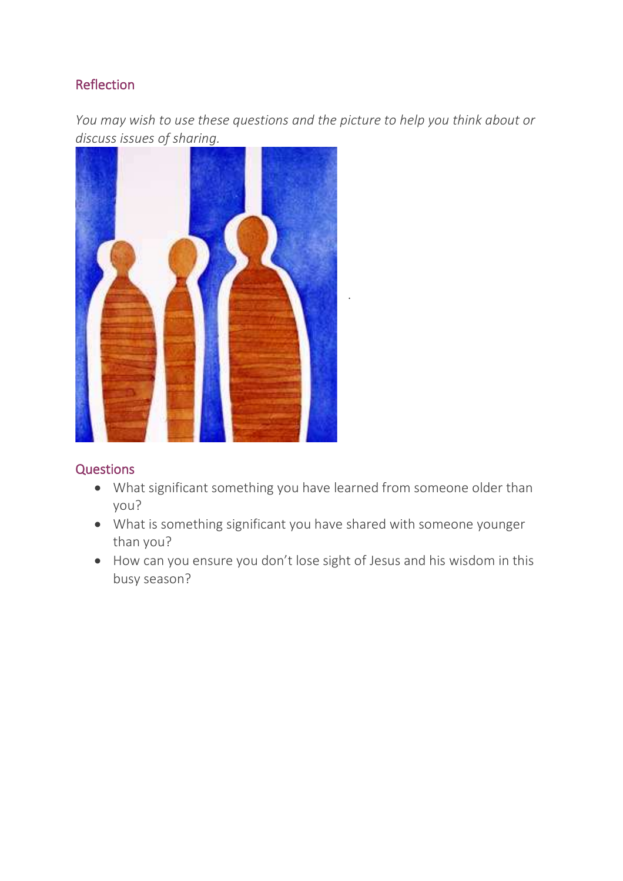## Reflection

*You may wish to use these questions and the picture to help you think about or discuss issues of sharing.*

## Questions

- What significant something you have learned from someone older than you?
- What is something significant you have shared with someone younger than you?
- How can you ensure you don't lose sight of Jesus and his wisdom in this busy season?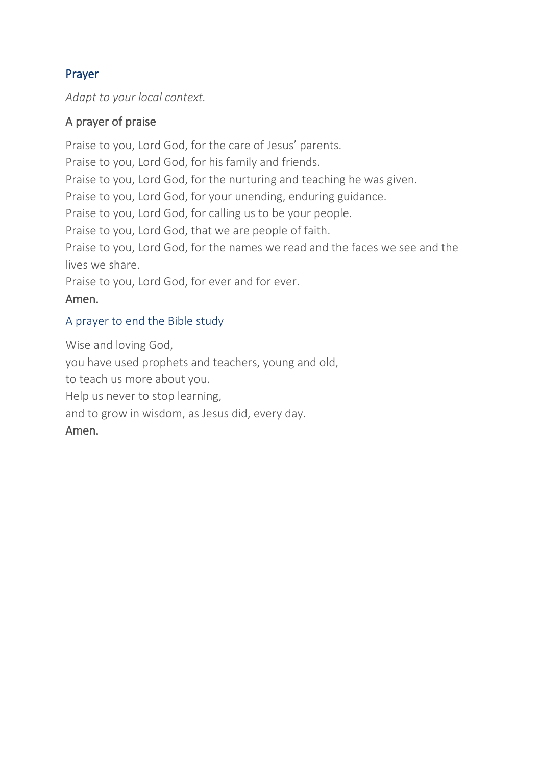## Prayer

*Adapt to your local context.*

### A prayer of praise

Praise to you, Lord God, for the care of Jesus' parents.
Praise to you, Lord God, for his family and friends.
Praise to you, Lord God, for the nurturing and teaching he was given.
Praise to you, Lord God, for your unending, enduring guidance.
Praise to you, Lord God, for calling us to be your people.
Praise to you, Lord God, that we are people of faith.
Praise to you, Lord God, for the names we read and the faces we see and the lives we share.
Praise to you, Lord God, for ever and for ever.
**Amen.**

### A prayer to end the Bible study

Wise and loving God,
you have used prophets and teachers, young and old,
to teach us more about you.
Help us never to stop learning,
and to grow in wisdom, as Jesus did, every day.
**Amen.**